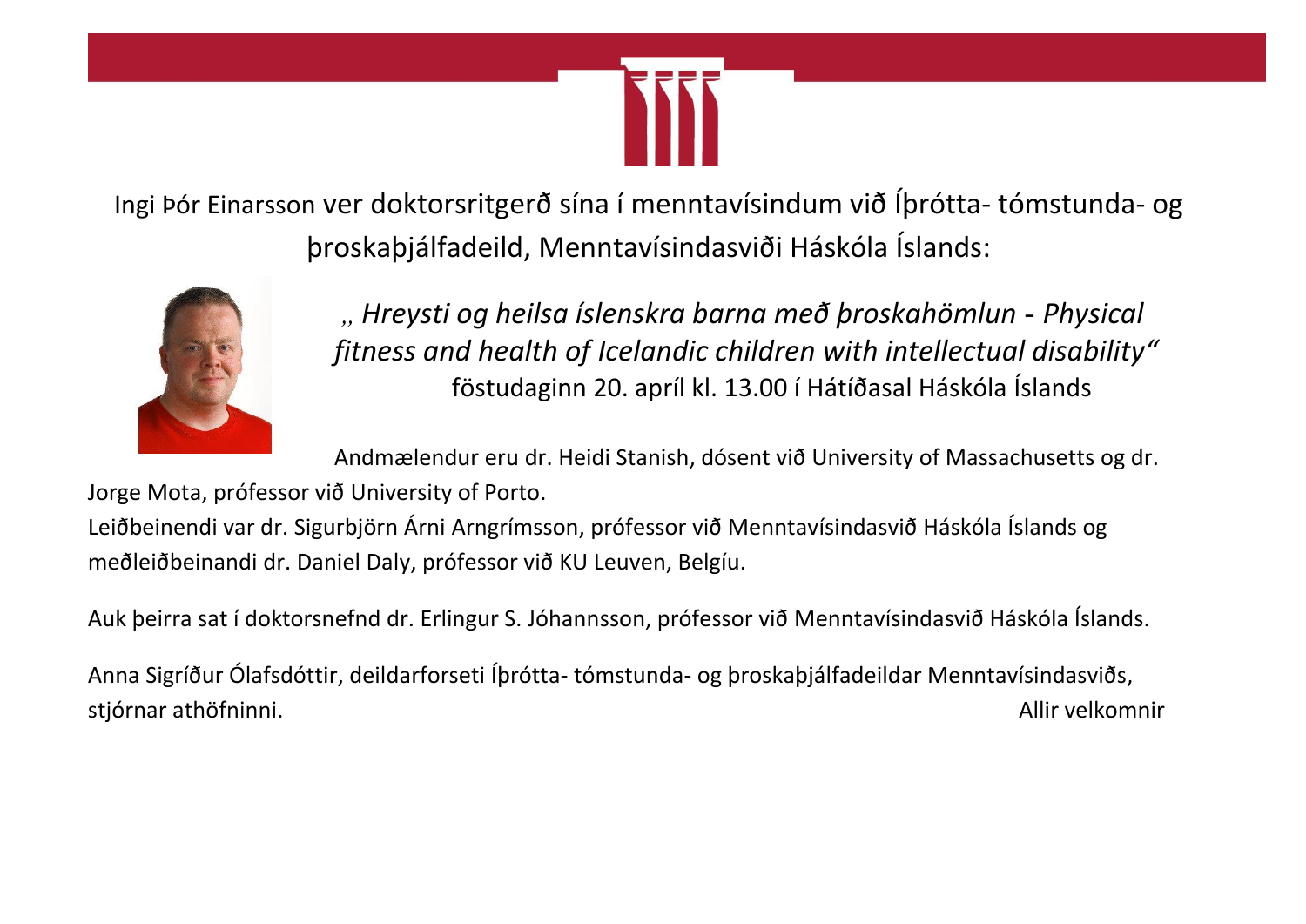Ingi Þór Einarsson ver doktorsritgerð sína í menntavísindum við Íþrótta- tómstunda- og þroskaþjálfadeild, Menntavísindasviði Háskóla Íslands:

*„Hreysti og heilsa íslenskra barna með þroskahömlun - Physical fitness and health of Icelandic children with intellectual disability“*

föstudaginn 20. apríl kl. 13.00 í Hátíðasal Háskóla Íslands

Andmælendur eru dr. Heidi Stanish, dósent við University of Massachusetts og dr. Jorge Mota, prófessor við University of Porto.

Leiðbeinendi var dr. Sigurbjörn Árni Arngrímsson, prófessor við Menntavísindasvið Háskóla Íslands og meðleiðbeinandi dr. Daniel Daly, prófessor við KU Leuven, Belgíu.

Auk þeirra sat í doktorsnefnd dr. Erlingur S. Jóhannsson, prófessor við Menntavísindasvið Háskóla Íslands.

Anna Sigríður Ólafsdóttir, deildarforseti Íþrótta- tómstunda- og þroskaþjálfadeildar Menntavísindasviðs, stjórnar athöfninni.

Allir velkomnir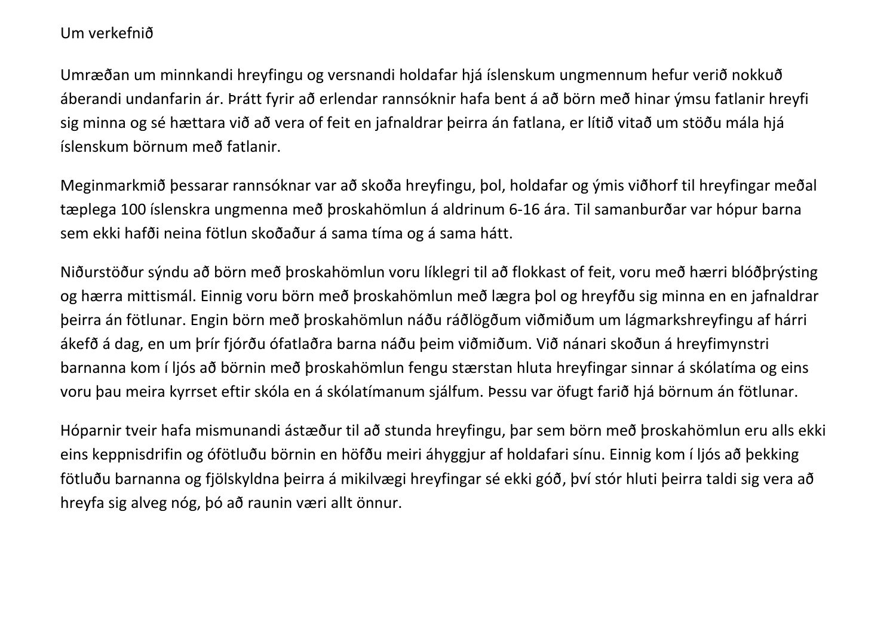Um verkefnið

Umræðan um minnkandi hreyfingu og versnandi holdafar hjá íslenskum ungmennum hefur verið nokkuð áberandi undanfarin ár. Þrátt fyrir að erlendar rannsóknir hafa bent á að börn með hinar ýmsu fatlanir hreyfi sig minna og sé hættara við að vera of feit en jafnaldrar þeirra án fatlana, er lítið vitað um stöðu mála hjá íslenskum börnum með fatlanir.

Meginmarkmið þessarar rannsóknar var að skoða hreyfingu, þol, holdafar og ýmis viðhorf til hreyfingar meðal tæplega 100 íslenskra ungmenna með þroskahömlun á aldrinum 6-16 ára. Til samanburðar var hópur barna sem ekki hafði neina fötlun skoðaður á sama tíma og á sama hátt.

Niðurstöður sýndu að börn með þroskahömlun voru líklegri til að flokkast of feit, voru með hærri blóðþrýsting og hærra mittismál. Einnig voru börn með þroskahömlun með lægra þol og hreyfðu sig minna en en jafnaldrar þeirra án fötlunar. Engin börn með þroskahömlun náðu ráðlögðum viðmiðum um lágmarkshreyfingu af hárri ákefð á dag, en um þrír fjórðu ófatlaðra barna náðu þeim viðmiðum. Við nánari skoðun á hreyfimynstri barnanna kom í ljós að börnin með þroskahömlun fengu stærstan hluta hreyfingar sinnar á skólatíma og eins voru þau meira kyrrset eftir skóla en á skólatímanum sjálfum. Þessu var öfugt farið hjá börnum án fötlunar.

Hóparnir tveir hafa mismunandi ástæður til að stunda hreyfingu, þar sem börn með þroskahömlun eru alls ekki eins keppnisdrifin og ófötluðu börnin en höfðu meiri áhyggjur af holdafari sínu. Einnig kom í ljós að þekking fötluðu barnanna og fjölskyldna þeirra á mikilvægi hreyfingar sé ekki góð, því stór hluti þeirra taldi sig vera að hreyfa sig alveg nóg, þó að raunin væri allt önnur.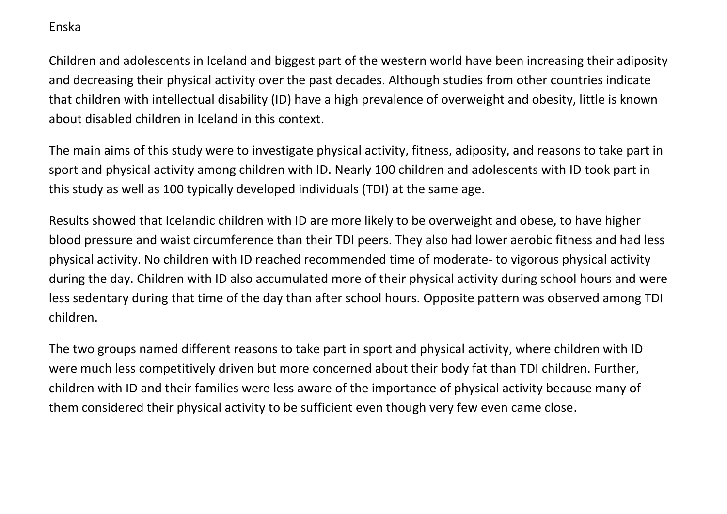Enska

Children and adolescents in Iceland and biggest part of the western world have been increasing their adiposity and decreasing their physical activity over the past decades. Although studies from other countries indicate that children with intellectual disability (ID) have a high prevalence of overweight and obesity, little is known about disabled children in Iceland in this context.

The main aims of this study were to investigate physical activity, fitness, adiposity, and reasons to take part in sport and physical activity among children with ID. Nearly 100 children and adolescents with ID took part in this study as well as 100 typically developed individuals (TDI) at the same age.

Results showed that Icelandic children with ID are more likely to be overweight and obese, to have higher blood pressure and waist circumference than their TDI peers. They also had lower aerobic fitness and had less physical activity. No children with ID reached recommended time of moderate- to vigorous physical activity during the day. Children with ID also accumulated more of their physical activity during school hours and were less sedentary during that time of the day than after school hours. Opposite pattern was observed among TDI children.

The two groups named different reasons to take part in sport and physical activity, where children with ID were much less competitively driven but more concerned about their body fat than TDI children. Further, children with ID and their families were less aware of the importance of physical activity because many of them considered their physical activity to be sufficient even though very few even came close.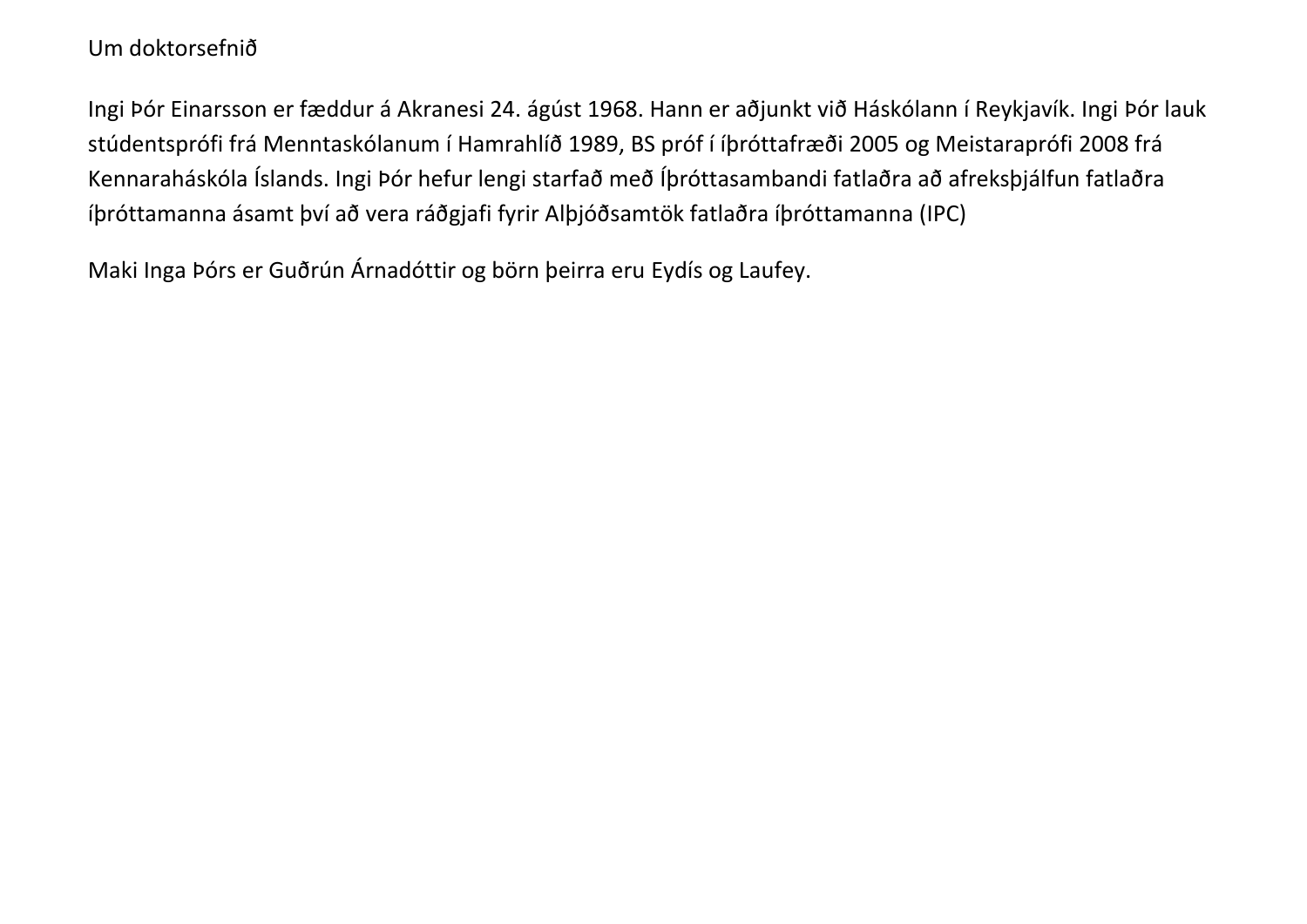Um doktorsefnið

Ingi Þór Einarsson er fæddur á Akranesi 24. ágúst 1968. Hann er aðjunkt við Háskólann í Reykjavík. Ingi Þór lauk stúdentsprófi frá Menntaskólanum í Hamrahlíð 1989, BS próf í íþróttafræði 2005 og Meistaraprófi 2008 frá Kennaraháskóla Íslands. Ingi Þór hefur lengi starfað með Íþróttasambandi fatlaðra að afreksþjálfun fatlaðra íþróttamanna ásamt því að vera ráðgjafi fyrir Alþjóðsamtök fatlaðra íþróttamanna (IPC)

Maki Inga Þórs er Guðrún Árnadóttir og börn þeirra eru Eydís og Laufey.